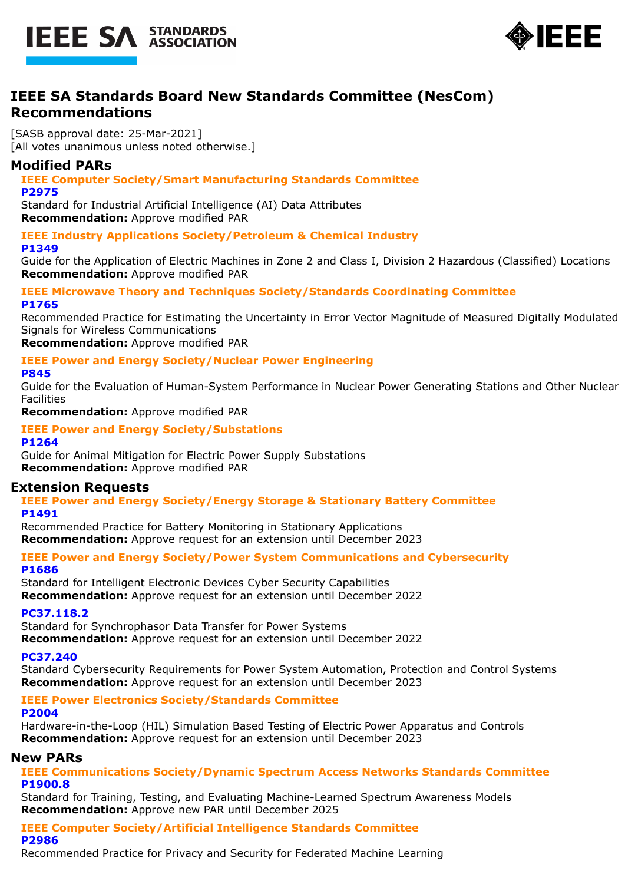# IEEE SA Standards Board New Standards Committee (NesCom) Recommendations

[SASB approval date: 25-Mar-2021]
[All votes unanimous unless noted otherwise.]

## Modified PARs

### IEEE Computer Society/Smart Manufacturing Standards Committee

**P2975**
Standard for Industrial Artificial Intelligence (AI) Data Attributes
**Recommendation:** Approve modified PAR

### IEEE Industry Applications Society/Petroleum & Chemical Industry

**P1349**
Guide for the Application of Electric Machines in Zone 2 and Class I, Division 2 Hazardous (Classified) Locations
**Recommendation:** Approve modified PAR

### IEEE Microwave Theory and Techniques Society/Standards Coordinating Committee

**P1765**
Recommended Practice for Estimating the Uncertainty in Error Vector Magnitude of Measured Digitally Modulated Signals for Wireless Communications
**Recommendation:** Approve modified PAR

### IEEE Power and Energy Society/Nuclear Power Engineering

**P845**
Guide for the Evaluation of Human-System Performance in Nuclear Power Generating Stations and Other Nuclear Facilities
**Recommendation:** Approve modified PAR

### IEEE Power and Energy Society/Substations

**P1264**
Guide for Animal Mitigation for Electric Power Supply Substations
**Recommendation:** Approve modified PAR

## Extension Requests

### IEEE Power and Energy Society/Energy Storage & Stationary Battery Committee

**P1491**
Recommended Practice for Battery Monitoring in Stationary Applications
**Recommendation:** Approve request for an extension until December 2023

### IEEE Power and Energy Society/Power System Communications and Cybersecurity

**P1686**
Standard for Intelligent Electronic Devices Cyber Security Capabilities
**Recommendation:** Approve request for an extension until December 2022

**PC37.118.2**
Standard for Synchrophasor Data Transfer for Power Systems
**Recommendation:** Approve request for an extension until December 2022

**PC37.240**
Standard Cybersecurity Requirements for Power System Automation, Protection and Control Systems
**Recommendation:** Approve request for an extension until December 2023

### IEEE Power Electronics Society/Standards Committee

**P2004**
Hardware-in-the-Loop (HIL) Simulation Based Testing of Electric Power Apparatus and Controls
**Recommendation:** Approve request for an extension until December 2023

## New PARs

### IEEE Communications Society/Dynamic Spectrum Access Networks Standards Committee

**P1900.8**
Standard for Training, Testing, and Evaluating Machine-Learned Spectrum Awareness Models
**Recommendation:** Approve new PAR until December 2025

### IEEE Computer Society/Artificial Intelligence Standards Committee

**P2986**
Recommended Practice for Privacy and Security for Federated Machine Learning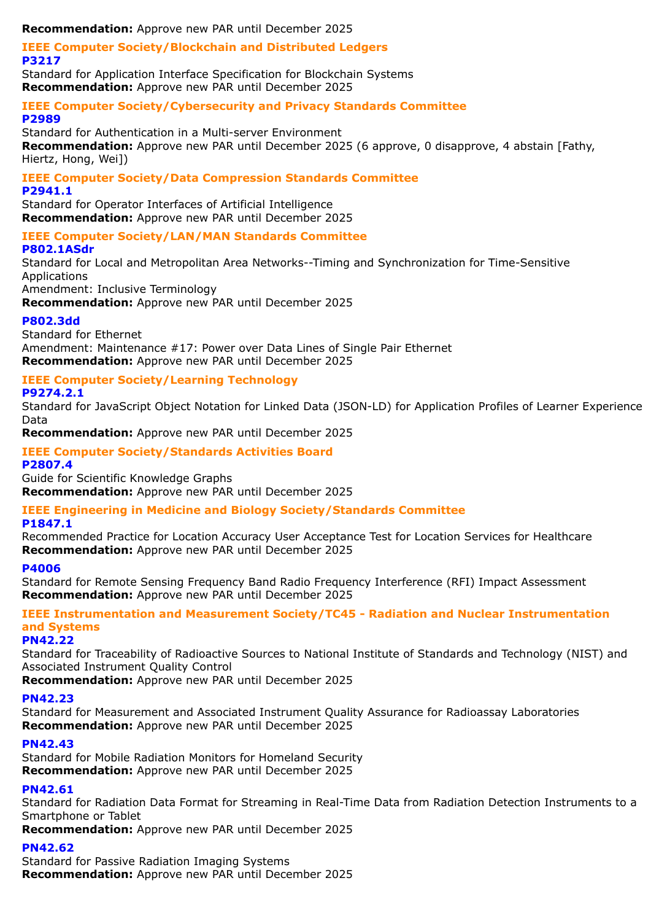**Recommendation:** Approve new PAR until December 2025

### IEEE Computer Society/Blockchain and Distributed Ledgers

#### P3217

Standard for Application Interface Specification for Blockchain Systems
**Recommendation:** Approve new PAR until December 2025

### IEEE Computer Society/Cybersecurity and Privacy Standards Committee

#### P2989

Standard for Authentication in a Multi-server Environment
**Recommendation:** Approve new PAR until December 2025 (6 approve, 0 disapprove, 4 abstain [Fathy, Hiertz, Hong, Wei])

### IEEE Computer Society/Data Compression Standards Committee

#### P2941.1

Standard for Operator Interfaces of Artificial Intelligence
**Recommendation:** Approve new PAR until December 2025

### IEEE Computer Society/LAN/MAN Standards Committee

#### P802.1ASdr

Standard for Local and Metropolitan Area Networks--Timing and Synchronization for Time-Sensitive Applications
Amendment: Inclusive Terminology
**Recommendation:** Approve new PAR until December 2025

#### P802.3dd

Standard for Ethernet
Amendment: Maintenance #17: Power over Data Lines of Single Pair Ethernet
**Recommendation:** Approve new PAR until December 2025

### IEEE Computer Society/Learning Technology

#### P9274.2.1

Standard for JavaScript Object Notation for Linked Data (JSON-LD) for Application Profiles of Learner Experience Data
**Recommendation:** Approve new PAR until December 2025

### IEEE Computer Society/Standards Activities Board

#### P2807.4

Guide for Scientific Knowledge Graphs
**Recommendation:** Approve new PAR until December 2025

### IEEE Engineering in Medicine and Biology Society/Standards Committee

#### P1847.1

Recommended Practice for Location Accuracy User Acceptance Test for Location Services for Healthcare
**Recommendation:** Approve new PAR until December 2025

#### P4006

Standard for Remote Sensing Frequency Band Radio Frequency Interference (RFI) Impact Assessment
**Recommendation:** Approve new PAR until December 2025

### IEEE Instrumentation and Measurement Society/TC45 - Radiation and Nuclear Instrumentation and Systems

#### PN42.22

Standard for Traceability of Radioactive Sources to National Institute of Standards and Technology (NIST) and Associated Instrument Quality Control
**Recommendation:** Approve new PAR until December 2025

#### PN42.23

Standard for Measurement and Associated Instrument Quality Assurance for Radioassay Laboratories
**Recommendation:** Approve new PAR until December 2025

#### PN42.43

Standard for Mobile Radiation Monitors for Homeland Security
**Recommendation:** Approve new PAR until December 2025

#### PN42.61

Standard for Radiation Data Format for Streaming in Real-Time Data from Radiation Detection Instruments to a Smartphone or Tablet
**Recommendation:** Approve new PAR until December 2025

#### PN42.62

Standard for Passive Radiation Imaging Systems
**Recommendation:** Approve new PAR until December 2025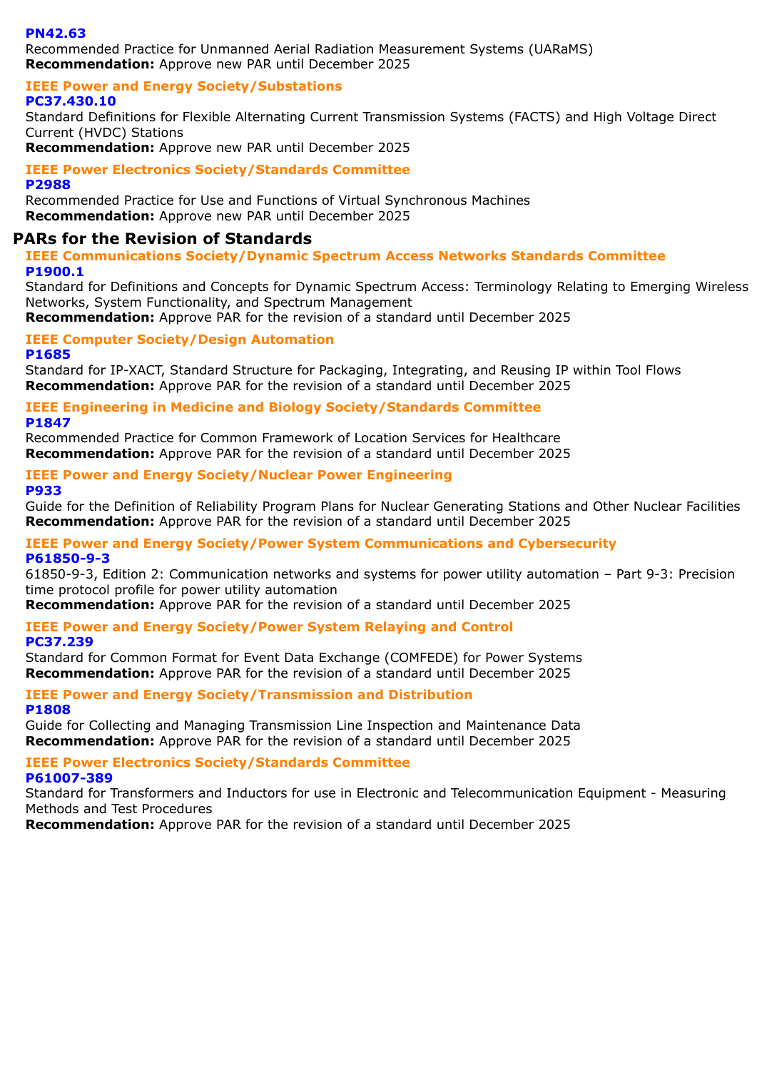**PN42.63**
Recommended Practice for Unmanned Aerial Radiation Measurement Systems (UARaMS)
**Recommendation:** Approve new PAR until December 2025

### IEEE Power and Energy Society/Substations

**PC37.430.10**
Standard Definitions for Flexible Alternating Current Transmission Systems (FACTS) and High Voltage Direct Current (HVDC) Stations
**Recommendation:** Approve new PAR until December 2025

### IEEE Power Electronics Society/Standards Committee

**P2988**
Recommended Practice for Use and Functions of Virtual Synchronous Machines
**Recommendation:** Approve new PAR until December 2025

## PARs for the Revision of Standards

### IEEE Communications Society/Dynamic Spectrum Access Networks Standards Committee

**P1900.1**
Standard for Definitions and Concepts for Dynamic Spectrum Access: Terminology Relating to Emerging Wireless Networks, System Functionality, and Spectrum Management
**Recommendation:** Approve PAR for the revision of a standard until December 2025

### IEEE Computer Society/Design Automation

**P1685**
Standard for IP-XACT, Standard Structure for Packaging, Integrating, and Reusing IP within Tool Flows
**Recommendation:** Approve PAR for the revision of a standard until December 2025

### IEEE Engineering in Medicine and Biology Society/Standards Committee

**P1847**
Recommended Practice for Common Framework of Location Services for Healthcare
**Recommendation:** Approve PAR for the revision of a standard until December 2025

### IEEE Power and Energy Society/Nuclear Power Engineering

**P933**
Guide for the Definition of Reliability Program Plans for Nuclear Generating Stations and Other Nuclear Facilities
**Recommendation:** Approve PAR for the revision of a standard until December 2025

### IEEE Power and Energy Society/Power System Communications and Cybersecurity

**P61850-9-3**
61850-9-3, Edition 2: Communication networks and systems for power utility automation – Part 9-3: Precision time protocol profile for power utility automation
**Recommendation:** Approve PAR for the revision of a standard until December 2025

### IEEE Power and Energy Society/Power System Relaying and Control

**PC37.239**
Standard for Common Format for Event Data Exchange (COMFEDE) for Power Systems
**Recommendation:** Approve PAR for the revision of a standard until December 2025

### IEEE Power and Energy Society/Transmission and Distribution

**P1808**
Guide for Collecting and Managing Transmission Line Inspection and Maintenance Data
**Recommendation:** Approve PAR for the revision of a standard until December 2025

### IEEE Power Electronics Society/Standards Committee

**P61007-389**
Standard for Transformers and Inductors for use in Electronic and Telecommunication Equipment - Measuring Methods and Test Procedures
**Recommendation:** Approve PAR for the revision of a standard until December 2025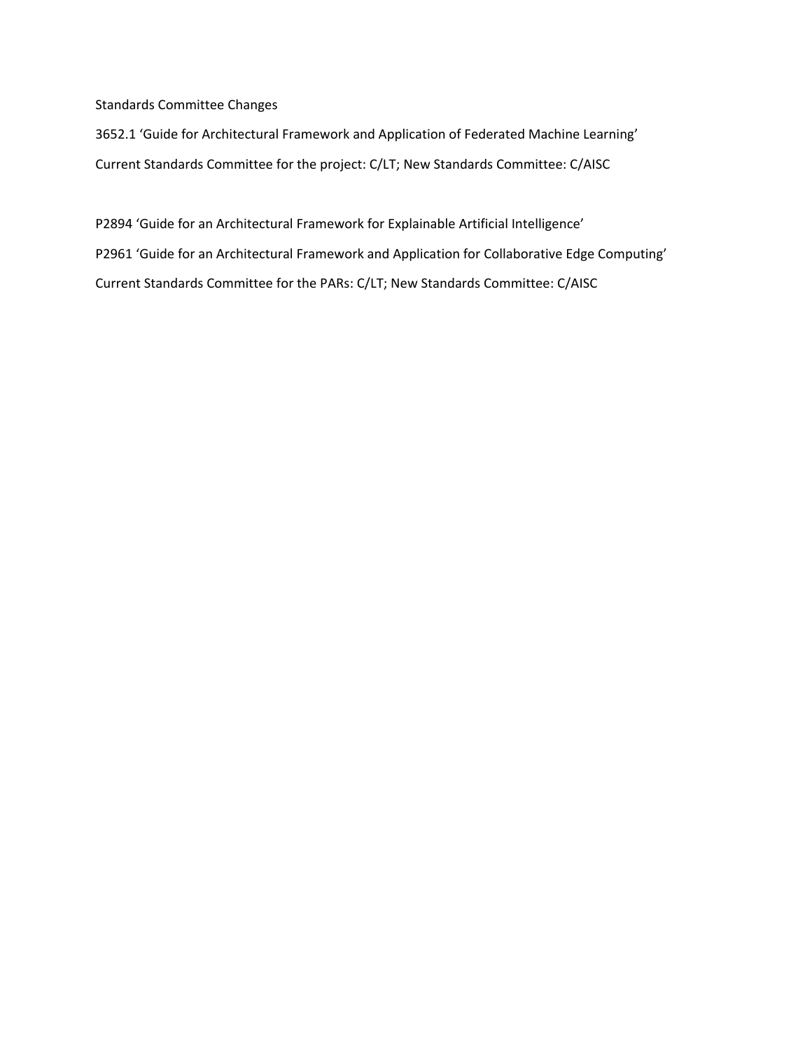Standards Committee Changes

3652.1 ‘Guide for Architectural Framework and Application of Federated Machine Learning’

Current Standards Committee for the project: C/LT; New Standards Committee: C/AISC

P2894 ‘Guide for an Architectural Framework for Explainable Artificial Intelligence’

P2961 ‘Guide for an Architectural Framework and Application for Collaborative Edge Computing’

Current Standards Committee for the PARs: C/LT; New Standards Committee: C/AISC